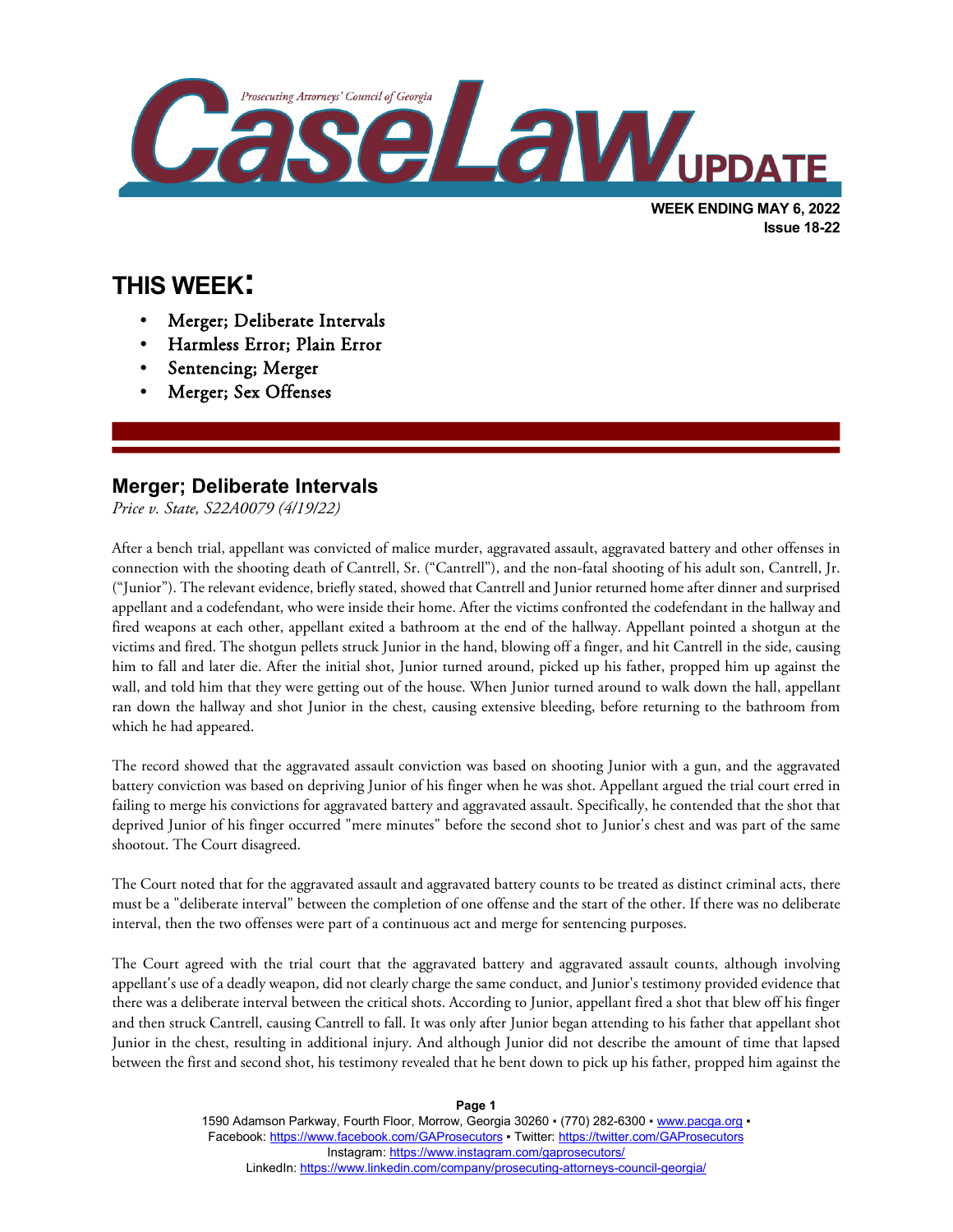# CaseLaw UPDATE

Prosecuting Attorneys' Council of Georgia

**WEEK ENDING MAY 6, 2022**
**Issue 18-22**

## THIS WEEK:

- Merger; Deliberate Intervals
- Harmless Error; Plain Error
- Sentencing; Merger
- Merger; Sex Offenses

## Merger; Deliberate Intervals

*Price v. State, S22A0079 (4/19/22)*

After a bench trial, appellant was convicted of malice murder, aggravated assault, aggravated battery and other offenses in connection with the shooting death of Cantrell, Sr. ("Cantrell"), and the non-fatal shooting of his adult son, Cantrell, Jr. ("Junior"). The relevant evidence, briefly stated, showed that Cantrell and Junior returned home after dinner and surprised appellant and a codefendant, who were inside their home. After the victims confronted the codefendant in the hallway and fired weapons at each other, appellant exited a bathroom at the end of the hallway. Appellant pointed a shotgun at the victims and fired. The shotgun pellets struck Junior in the hand, blowing off a finger, and hit Cantrell in the side, causing him to fall and later die. After the initial shot, Junior turned around, picked up his father, propped him up against the wall, and told him that they were getting out of the house. When Junior turned around to walk down the hall, appellant ran down the hallway and shot Junior in the chest, causing extensive bleeding, before returning to the bathroom from which he had appeared.

The record showed that the aggravated assault conviction was based on shooting Junior with a gun, and the aggravated battery conviction was based on depriving Junior of his finger when he was shot. Appellant argued the trial court erred in failing to merge his convictions for aggravated battery and aggravated assault. Specifically, he contended that the shot that deprived Junior of his finger occurred "mere minutes" before the second shot to Junior's chest and was part of the same shootout. The Court disagreed.

The Court noted that for the aggravated assault and aggravated battery counts to be treated as distinct criminal acts, there must be a "deliberate interval" between the completion of one offense and the start of the other. If there was no deliberate interval, then the two offenses were part of a continuous act and merge for sentencing purposes.

The Court agreed with the trial court that the aggravated battery and aggravated assault counts, although involving appellant's use of a deadly weapon, did not clearly charge the same conduct, and Junior's testimony provided evidence that there was a deliberate interval between the critical shots. According to Junior, appellant fired a shot that blew off his finger and then struck Cantrell, causing Cantrell to fall. It was only after Junior began attending to his father that appellant shot Junior in the chest, resulting in additional injury. And although Junior did not describe the amount of time that lapsed between the first and second shot, his testimony revealed that he bent down to pick up his father, propped him against the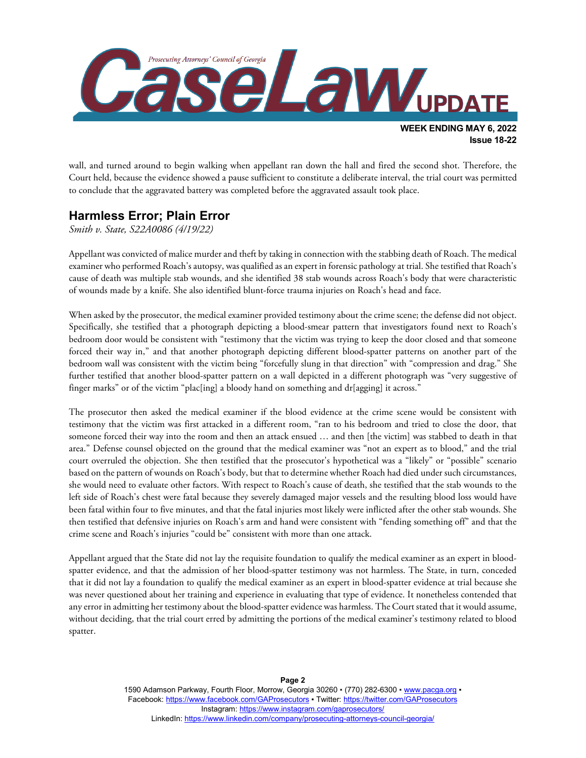wall, and turned around to begin walking when appellant ran down the hall and fired the second shot. Therefore, the Court held, because the evidence showed a pause sufficient to constitute a deliberate interval, the trial court was permitted to conclude that the aggravated battery was completed before the aggravated assault took place.

## Harmless Error; Plain Error

*Smith v. State, S22A0086 (4/19/22)*

Appellant was convicted of malice murder and theft by taking in connection with the stabbing death of Roach. The medical examiner who performed Roach's autopsy, was qualified as an expert in forensic pathology at trial. She testified that Roach's cause of death was multiple stab wounds, and she identified 38 stab wounds across Roach's body that were characteristic of wounds made by a knife. She also identified blunt-force trauma injuries on Roach's head and face.

When asked by the prosecutor, the medical examiner provided testimony about the crime scene; the defense did not object. Specifically, she testified that a photograph depicting a blood-smear pattern that investigators found next to Roach's bedroom door would be consistent with "testimony that the victim was trying to keep the door closed and that someone forced their way in," and that another photograph depicting different blood-spatter patterns on another part of the bedroom wall was consistent with the victim being "forcefully slung in that direction" with "compression and drag." She further testified that another blood-spatter pattern on a wall depicted in a different photograph was "very suggestive of finger marks" or of the victim "plac[ing] a bloody hand on something and dr[agging] it across."

The prosecutor then asked the medical examiner if the blood evidence at the crime scene would be consistent with testimony that the victim was first attacked in a different room, "ran to his bedroom and tried to close the door, that someone forced their way into the room and then an attack ensued … and then [the victim] was stabbed to death in that area." Defense counsel objected on the ground that the medical examiner was "not an expert as to blood," and the trial court overruled the objection. She then testified that the prosecutor's hypothetical was a "likely" or "possible" scenario based on the pattern of wounds on Roach's body, but that to determine whether Roach had died under such circumstances, she would need to evaluate other factors. With respect to Roach's cause of death, she testified that the stab wounds to the left side of Roach's chest were fatal because they severely damaged major vessels and the resulting blood loss would have been fatal within four to five minutes, and that the fatal injuries most likely were inflicted after the other stab wounds. She then testified that defensive injuries on Roach's arm and hand were consistent with "fending something off" and that the crime scene and Roach's injuries "could be" consistent with more than one attack.

Appellant argued that the State did not lay the requisite foundation to qualify the medical examiner as an expert in blood-spatter evidence, and that the admission of her blood-spatter testimony was not harmless. The State, in turn, conceded that it did not lay a foundation to qualify the medical examiner as an expert in blood-spatter evidence at trial because she was never questioned about her training and experience in evaluating that type of evidence. It nonetheless contended that any error in admitting her testimony about the blood-spatter evidence was harmless. The Court stated that it would assume, without deciding, that the trial court erred by admitting the portions of the medical examiner's testimony related to blood spatter.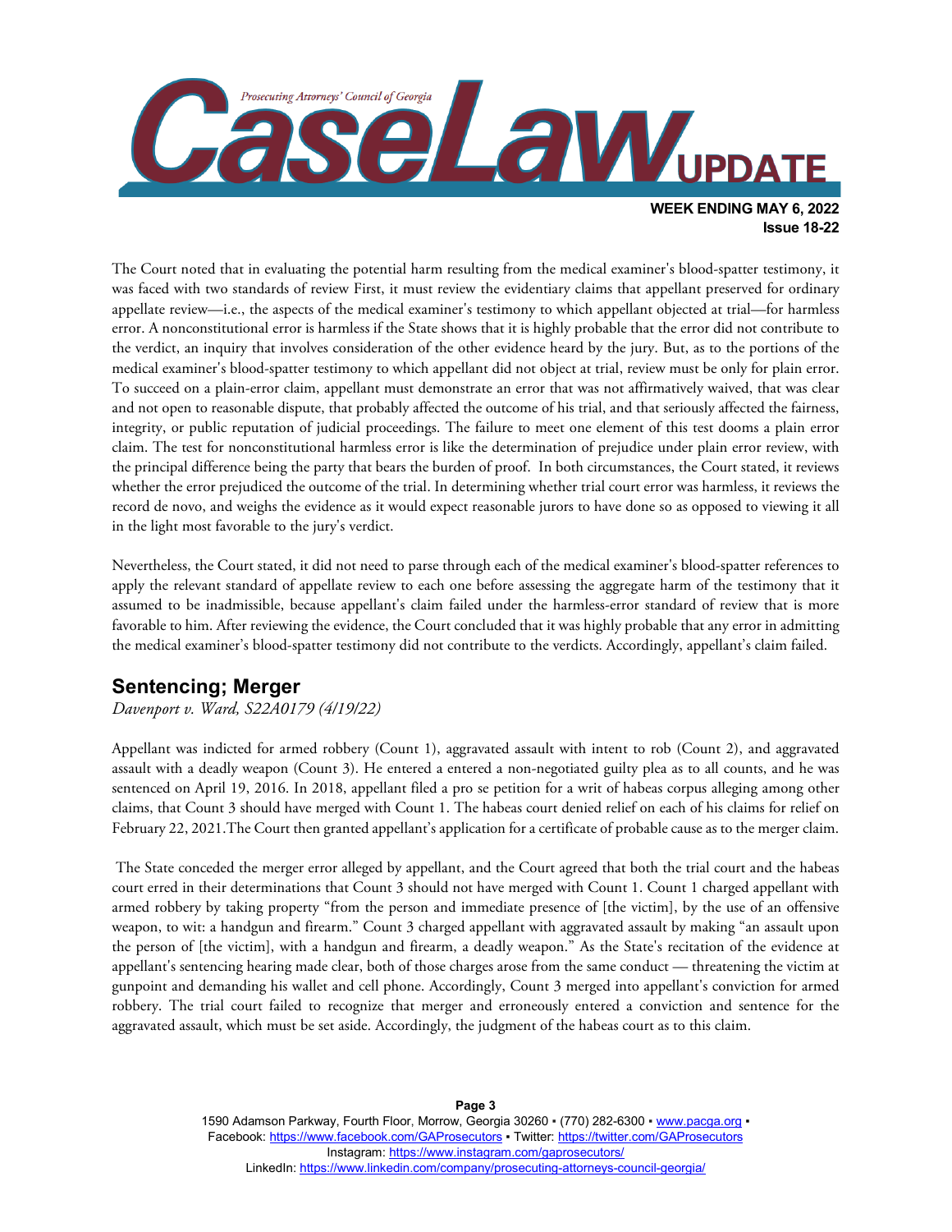The Court noted that in evaluating the potential harm resulting from the medical examiner's blood-spatter testimony, it was faced with two standards of review First, it must review the evidentiary claims that appellant preserved for ordinary appellate review—i.e., the aspects of the medical examiner's testimony to which appellant objected at trial—for harmless error. A nonconstitutional error is harmless if the State shows that it is highly probable that the error did not contribute to the verdict, an inquiry that involves consideration of the other evidence heard by the jury. But, as to the portions of the medical examiner's blood-spatter testimony to which appellant did not object at trial, review must be only for plain error. To succeed on a plain-error claim, appellant must demonstrate an error that was not affirmatively waived, that was clear and not open to reasonable dispute, that probably affected the outcome of his trial, and that seriously affected the fairness, integrity, or public reputation of judicial proceedings. The failure to meet one element of this test dooms a plain error claim. The test for nonconstitutional harmless error is like the determination of prejudice under plain error review, with the principal difference being the party that bears the burden of proof. In both circumstances, the Court stated, it reviews whether the error prejudiced the outcome of the trial. In determining whether trial court error was harmless, it reviews the record de novo, and weighs the evidence as it would expect reasonable jurors to have done so as opposed to viewing it all in the light most favorable to the jury's verdict.

Nevertheless, the Court stated, it did not need to parse through each of the medical examiner's blood-spatter references to apply the relevant standard of appellate review to each one before assessing the aggregate harm of the testimony that it assumed to be inadmissible, because appellant's claim failed under the harmless-error standard of review that is more favorable to him. After reviewing the evidence, the Court concluded that it was highly probable that any error in admitting the medical examiner's blood-spatter testimony did not contribute to the verdicts. Accordingly, appellant's claim failed.

## Sentencing; Merger

*Davenport v. Ward, S22A0179 (4/19/22)*

Appellant was indicted for armed robbery (Count 1), aggravated assault with intent to rob (Count 2), and aggravated assault with a deadly weapon (Count 3). He entered a entered a non-negotiated guilty plea as to all counts, and he was sentenced on April 19, 2016. In 2018, appellant filed a pro se petition for a writ of habeas corpus alleging among other claims, that Count 3 should have merged with Count 1. The habeas court denied relief on each of his claims for relief on February 22, 2021.The Court then granted appellant's application for a certificate of probable cause as to the merger claim.

The State conceded the merger error alleged by appellant, and the Court agreed that both the trial court and the habeas court erred in their determinations that Count 3 should not have merged with Count 1. Count 1 charged appellant with armed robbery by taking property "from the person and immediate presence of [the victim], by the use of an offensive weapon, to wit: a handgun and firearm." Count 3 charged appellant with aggravated assault by making "an assault upon the person of [the victim], with a handgun and firearm, a deadly weapon." As the State's recitation of the evidence at appellant's sentencing hearing made clear, both of those charges arose from the same conduct — threatening the victim at gunpoint and demanding his wallet and cell phone. Accordingly, Count 3 merged into appellant's conviction for armed robbery. The trial court failed to recognize that merger and erroneously entered a conviction and sentence for the aggravated assault, which must be set aside. Accordingly, the judgment of the habeas court as to this claim.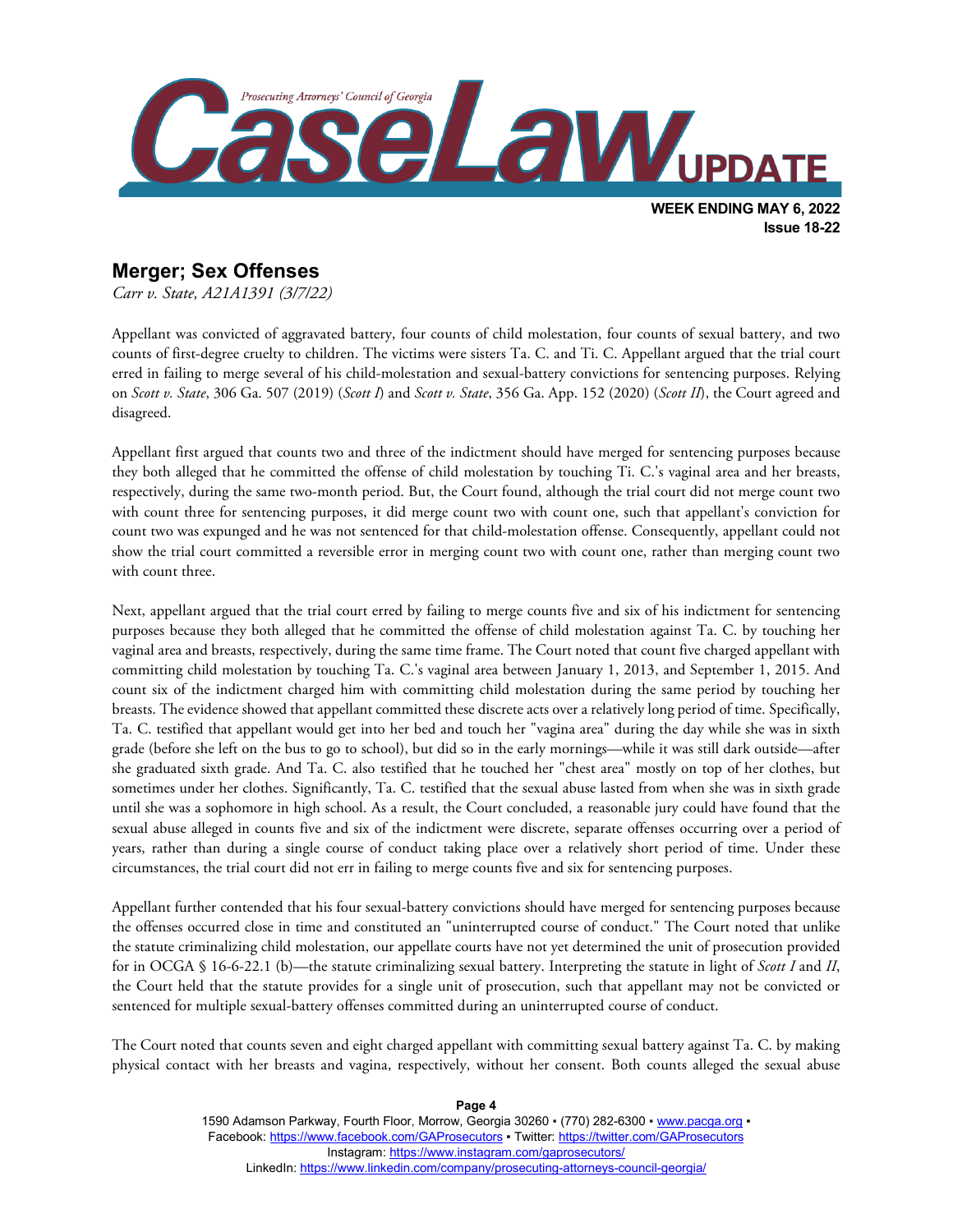## Merger; Sex Offenses

*Carr v. State, A21A1391 (3/7/22)*

Appellant was convicted of aggravated battery, four counts of child molestation, four counts of sexual battery, and two counts of first-degree cruelty to children. The victims were sisters Ta. C. and Ti. C. Appellant argued that the trial court erred in failing to merge several of his child-molestation and sexual-battery convictions for sentencing purposes. Relying on *Scott v. State*, 306 Ga. 507 (2019) (*Scott I*) and *Scott v. State*, 356 Ga. App. 152 (2020) (*Scott II*), the Court agreed and disagreed.

Appellant first argued that counts two and three of the indictment should have merged for sentencing purposes because they both alleged that he committed the offense of child molestation by touching Ti. C.'s vaginal area and her breasts, respectively, during the same two-month period. But, the Court found, although the trial court did not merge count two with count three for sentencing purposes, it did merge count two with count one, such that appellant's conviction for count two was expunged and he was not sentenced for that child-molestation offense. Consequently, appellant could not show the trial court committed a reversible error in merging count two with count one, rather than merging count two with count three.

Next, appellant argued that the trial court erred by failing to merge counts five and six of his indictment for sentencing purposes because they both alleged that he committed the offense of child molestation against Ta. C. by touching her vaginal area and breasts, respectively, during the same time frame. The Court noted that count five charged appellant with committing child molestation by touching Ta. C.'s vaginal area between January 1, 2013, and September 1, 2015. And count six of the indictment charged him with committing child molestation during the same period by touching her breasts. The evidence showed that appellant committed these discrete acts over a relatively long period of time. Specifically, Ta. C. testified that appellant would get into her bed and touch her "vagina area" during the day while she was in sixth grade (before she left on the bus to go to school), but did so in the early mornings—while it was still dark outside—after she graduated sixth grade. And Ta. C. also testified that he touched her "chest area" mostly on top of her clothes, but sometimes under her clothes. Significantly, Ta. C. testified that the sexual abuse lasted from when she was in sixth grade until she was a sophomore in high school. As a result, the Court concluded, a reasonable jury could have found that the sexual abuse alleged in counts five and six of the indictment were discrete, separate offenses occurring over a period of years, rather than during a single course of conduct taking place over a relatively short period of time. Under these circumstances, the trial court did not err in failing to merge counts five and six for sentencing purposes.

Appellant further contended that his four sexual-battery convictions should have merged for sentencing purposes because the offenses occurred close in time and constituted an "uninterrupted course of conduct." The Court noted that unlike the statute criminalizing child molestation, our appellate courts have not yet determined the unit of prosecution provided for in OCGA § 16-6-22.1 (b)—the statute criminalizing sexual battery. Interpreting the statute in light of *Scott I* and *II*, the Court held that the statute provides for a single unit of prosecution, such that appellant may not be convicted or sentenced for multiple sexual-battery offenses committed during an uninterrupted course of conduct.

The Court noted that counts seven and eight charged appellant with committing sexual battery against Ta. C. by making physical contact with her breasts and vagina, respectively, without her consent. Both counts alleged the sexual abuse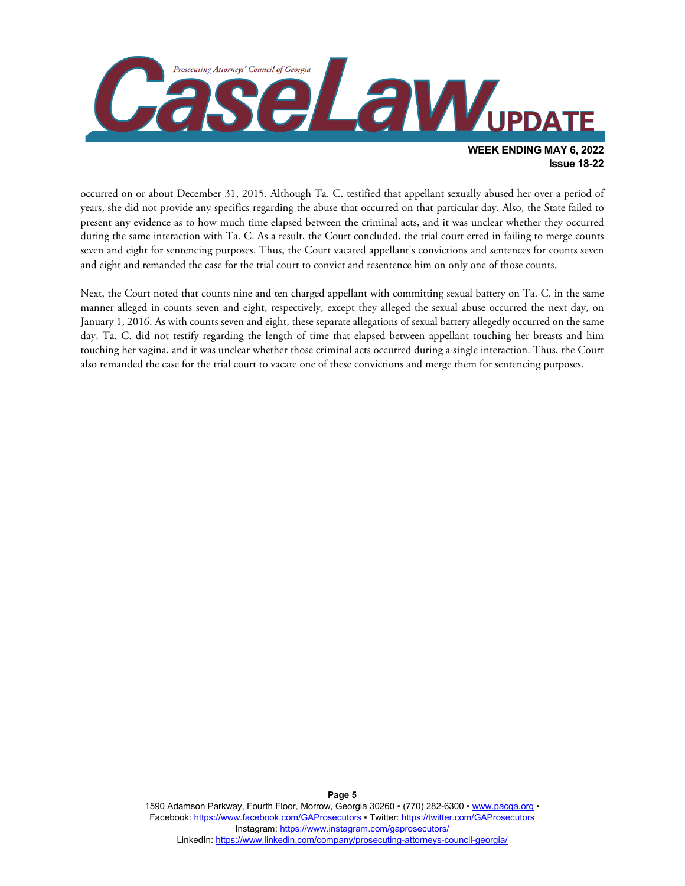occurred on or about December 31, 2015. Although Ta. C. testified that appellant sexually abused her over a period of years, she did not provide any specifics regarding the abuse that occurred on that particular day. Also, the State failed to present any evidence as to how much time elapsed between the criminal acts, and it was unclear whether they occurred during the same interaction with Ta. C. As a result, the Court concluded, the trial court erred in failing to merge counts seven and eight for sentencing purposes. Thus, the Court vacated appellant's convictions and sentences for counts seven and eight and remanded the case for the trial court to convict and resentence him on only one of those counts.

Next, the Court noted that counts nine and ten charged appellant with committing sexual battery on Ta. C. in the same manner alleged in counts seven and eight, respectively, except they alleged the sexual abuse occurred the next day, on January 1, 2016. As with counts seven and eight, these separate allegations of sexual battery allegedly occurred on the same day, Ta. C. did not testify regarding the length of time that elapsed between appellant touching her breasts and him touching her vagina, and it was unclear whether those criminal acts occurred during a single interaction. Thus, the Court also remanded the case for the trial court to vacate one of these convictions and merge them for sentencing purposes.